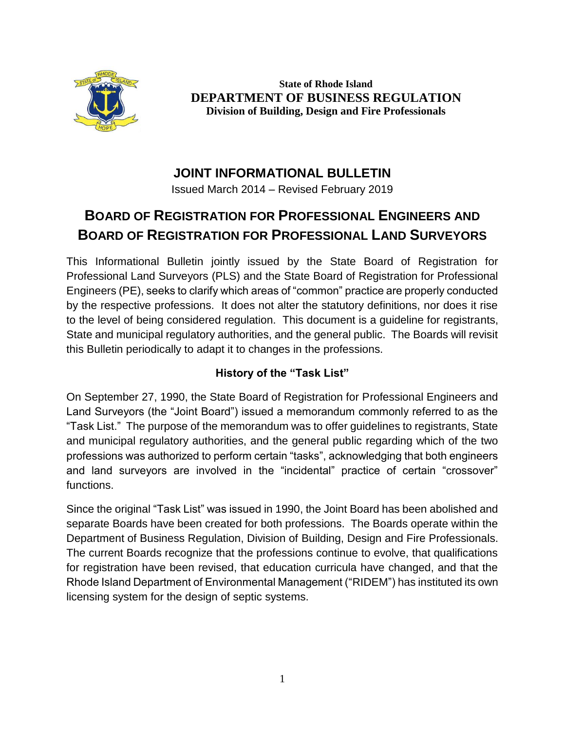**State of Rhode Island**
**DEPARTMENT OF BUSINESS REGULATION**
**Division of Building, Design and Fire Professionals**

# JOINT INFORMATIONAL BULLETIN

Issued March 2014 – Revised February 2019

# BOARD OF REGISTRATION FOR PROFESSIONAL ENGINEERS AND BOARD OF REGISTRATION FOR PROFESSIONAL LAND SURVEYORS

This Informational Bulletin jointly issued by the State Board of Registration for Professional Land Surveyors (PLS) and the State Board of Registration for Professional Engineers (PE), seeks to clarify which areas of "common" practice are properly conducted by the respective professions. It does not alter the statutory definitions, nor does it rise to the level of being considered regulation. This document is a guideline for registrants, State and municipal regulatory authorities, and the general public. The Boards will revisit this Bulletin periodically to adapt it to changes in the professions.

## History of the "Task List"

On September 27, 1990, the State Board of Registration for Professional Engineers and Land Surveyors (the "Joint Board") issued a memorandum commonly referred to as the "Task List." The purpose of the memorandum was to offer guidelines to registrants, State and municipal regulatory authorities, and the general public regarding which of the two professions was authorized to perform certain "tasks", acknowledging that both engineers and land surveyors are involved in the "incidental" practice of certain "crossover" functions.

Since the original "Task List" was issued in 1990, the Joint Board has been abolished and separate Boards have been created for both professions. The Boards operate within the Department of Business Regulation, Division of Building, Design and Fire Professionals. The current Boards recognize that the professions continue to evolve, that qualifications for registration have been revised, that education curricula have changed, and that the Rhode Island Department of Environmental Management ("RIDEM") has instituted its own licensing system for the design of septic systems.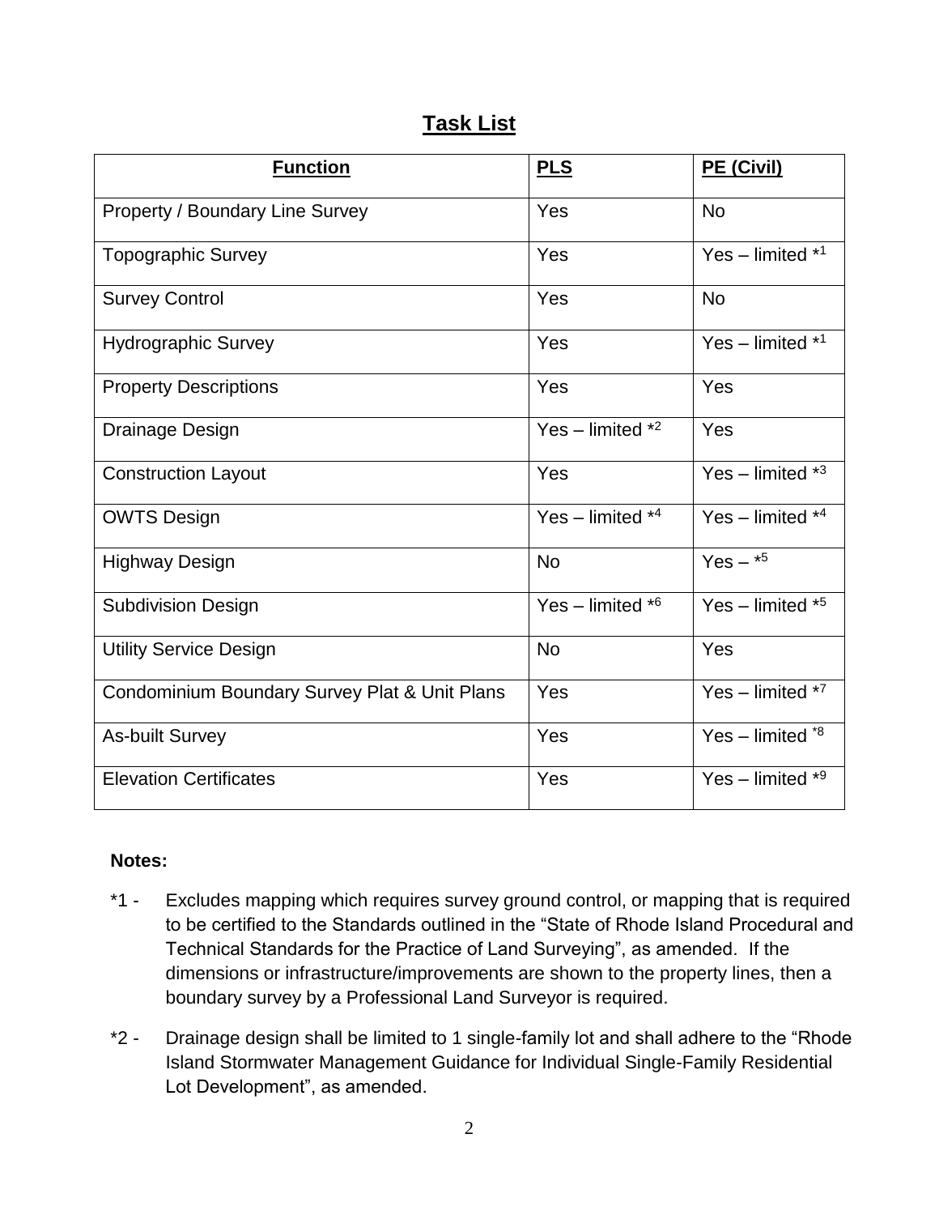# Task List

| Function | PLS | PE (Civil) |
|---|---|---|
| Property / Boundary Line Survey | Yes | No |
| Topographic Survey | Yes | Yes – limited *[1] |
| Survey Control | Yes | No |
| Hydrographic Survey | Yes | Yes – limited *[1] |
| Property Descriptions | Yes | Yes |
| Drainage Design | Yes – limited *[2] | Yes |
| Construction Layout | Yes | Yes – limited *[3] |
| OWTS Design | Yes – limited *[4] | Yes – limited *[4] |
| Highway Design | No | Yes – *[5] |
| Subdivision Design | Yes – limited *[6] | Yes – limited *[5] |
| Utility Service Design | No | Yes |
| Condominium Boundary Survey Plat & Unit Plans | Yes | Yes – limited *[7] |
| As-built Survey | Yes | Yes – limited *[8] |
| Elevation Certificates | Yes | Yes – limited *[9] |

**Notes:**

*1 - Excludes mapping which requires survey ground control, or mapping that is required to be certified to the Standards outlined in the "State of Rhode Island Procedural and Technical Standards for the Practice of Land Surveying", as amended. If the dimensions or infrastructure/improvements are shown to the property lines, then a boundary survey by a Professional Land Surveyor is required.

*2 - Drainage design shall be limited to 1 single-family lot and shall adhere to the "Rhode Island Stormwater Management Guidance for Individual Single-Family Residential Lot Development", as amended.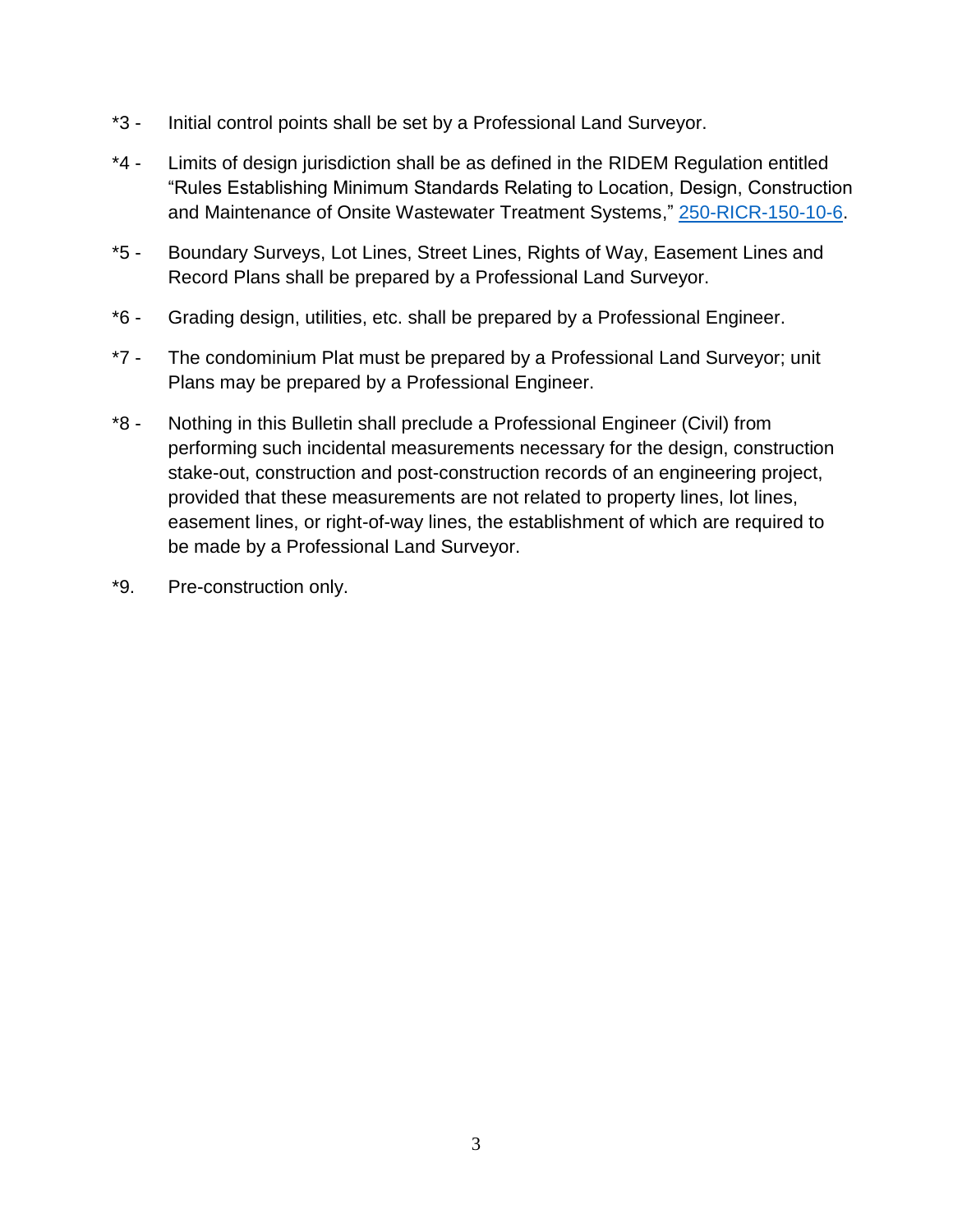*3 - Initial control points shall be set by a Professional Land Surveyor.

*4 - Limits of design jurisdiction shall be as defined in the RIDEM Regulation entitled "Rules Establishing Minimum Standards Relating to Location, Design, Construction and Maintenance of Onsite Wastewater Treatment Systems," 250-RICR-150-10-6.

*5 - Boundary Surveys, Lot Lines, Street Lines, Rights of Way, Easement Lines and Record Plans shall be prepared by a Professional Land Surveyor.

*6 - Grading design, utilities, etc. shall be prepared by a Professional Engineer.

*7 - The condominium Plat must be prepared by a Professional Land Surveyor; unit Plans may be prepared by a Professional Engineer.

*8 - Nothing in this Bulletin shall preclude a Professional Engineer (Civil) from performing such incidental measurements necessary for the design, construction stake-out, construction and post-construction records of an engineering project, provided that these measurements are not related to property lines, lot lines, easement lines, or right-of-way lines, the establishment of which are required to be made by a Professional Land Surveyor.

*9. Pre-construction only.